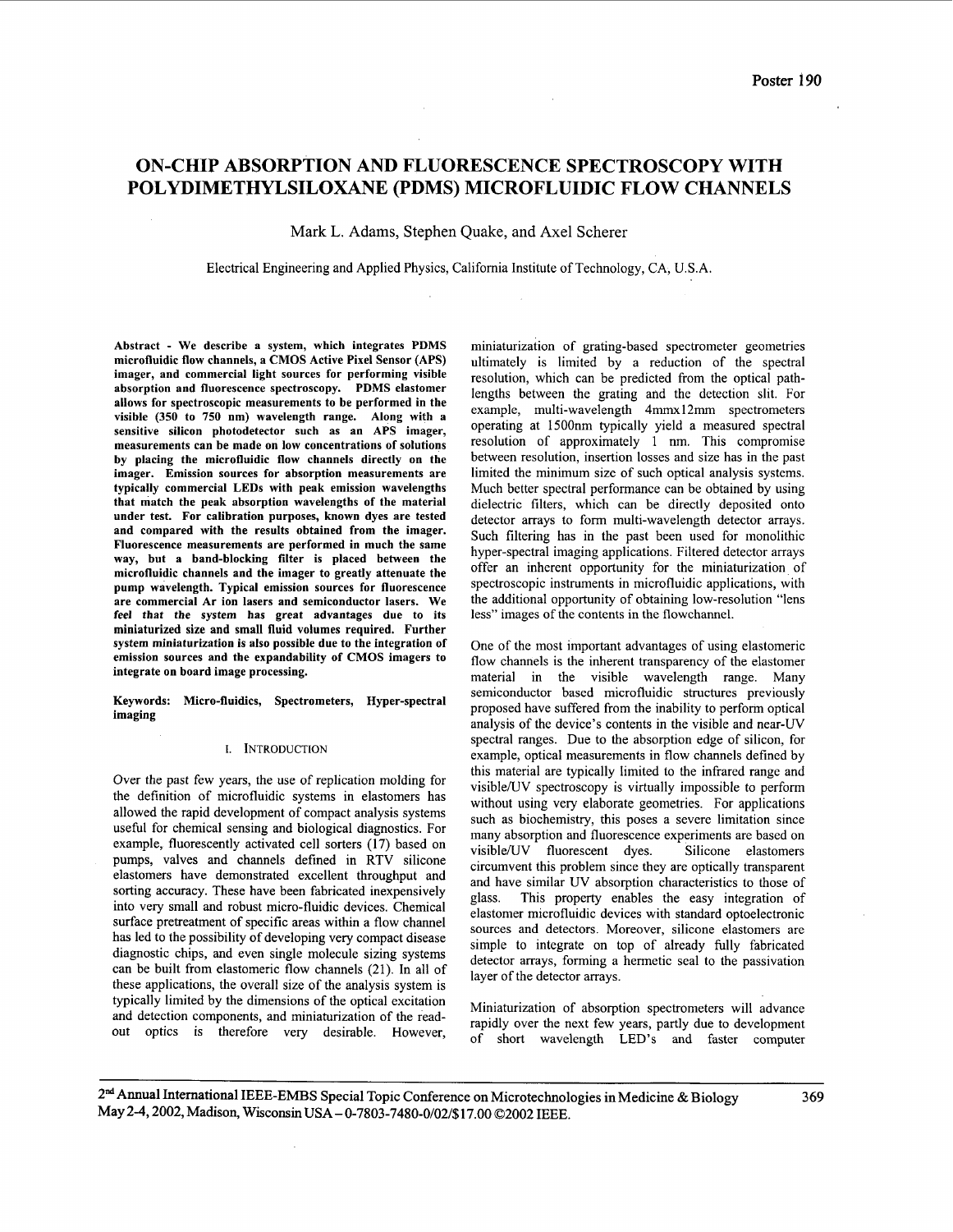# ON-CHIP ABSORPTION AND FLUORESCENCE SPECTROSCOPY WITH POLYDIMETHYLSILOXANE (PDMS) MICROFLUIDIC FLOW CHANNELS

Mark L. Adams, Stephen Quake, and Axel Scherer

Electrical Engineering and Applied Physics, California Institute of Technology, CA, U.S.A.

**Abstract - We describe a system, which integrates PDMS microfluidic flow channels, a CMOS Active Pixel Sensor (APS) imager, and commercial light sources for performing visible absorption and fluorescence spectroscopy. PDMS elastomer allows for spectroscopic measurements to be performed in the visible (350 to 750 nm) wavelength range. Along with a sensitive silicon photodetector such as an APS imager, measurements can be made on low concentrations of solutions by placing the microfluidic flow channels directly on the imager. Emission sources for absorption measurements are typically commercial LEDs with peak emission wavelengths that match the peak absorption wavelengths of the material under test. For calibration purposes, known dyes are tested and compared with the results obtained from the imager. Fluorescence measurements are performed in much the same way, but a band-blocking filter is placed between the microfluidic channels and the imager to greatly attenuate the pump wavelength. Typical emission sources for fluorescence are commercial Ar ion lasers and semiconductor lasers. We feel that the system has great advantages due to its miniaturized size and small fluid volumes required. Further system miniaturization is also possible due to the integration of emission sources and the expandability of CMOS imagers to integrate on board image processing.**

**Keywords: Micro-fluidics, Spectrometers, Hyper-spectral imaging**

## I. Introduction

Over the past few years, the use of replication molding for the definition of microfluidic systems in elastomers has allowed the rapid development of compact analysis systems useful for chemical sensing and biological diagnostics. For example, fluorescently activated cell sorters (17) based on pumps, valves and channels defined in RTV silicone elastomers have demonstrated excellent throughput and sorting accuracy. These have been fabricated inexpensively into very small and robust micro-fluidic devices. Chemical surface pretreatment of specific areas within a flow channel has led to the possibility of developing very compact disease diagnostic chips, and even single molecule sizing systems can be built from elastomeric flow channels (21). In all of these applications, the overall size of the analysis system is typically limited by the dimensions of the optical excitation and detection components, and miniaturization of the read-out optics is therefore very desirable. However, miniaturization of grating-based spectrometer geometries ultimately is limited by a reduction of the spectral resolution, which can be predicted from the optical path-lengths between the grating and the detection slit. For example, multi-wavelength 4mmx12mm spectrometers operating at 1500nm typically yield a measured spectral resolution of approximately 1 nm. This compromise between resolution, insertion losses and size has in the past limited the minimum size of such optical analysis systems. Much better spectral performance can be obtained by using dielectric filters, which can be directly deposited onto detector arrays to form multi-wavelength detector arrays. Such filtering has in the past been used for monolithic hyper-spectral imaging applications. Filtered detector arrays offer an inherent opportunity for the miniaturization of spectroscopic instruments in microfluidic applications, with the additional opportunity of obtaining low-resolution "lens less" images of the contents in the flowchannel.

One of the most important advantages of using elastomeric flow channels is the inherent transparency of the elastomer material in the visible wavelength range. Many semiconductor based microfluidic structures previously proposed have suffered from the inability to perform optical analysis of the device's contents in the visible and near-UV spectral ranges. Due to the absorption edge of silicon, for example, optical measurements in flow channels defined by this material are typically limited to the infrared range and visible/UV spectroscopy is virtually impossible to perform without using very elaborate geometries. For applications such as biochemistry, this poses a severe limitation since many absorption and fluorescence experiments are based on visible/UV fluorescent dyes. Silicone elastomers circumvent this problem since they are optically transparent and have similar UV absorption characteristics to those of glass. This property enables the easy integration of elastomer microfluidic devices with standard optoelectronic sources and detectors. Moreover, silicone elastomers are simple to integrate on top of already fully fabricated detector arrays, forming a hermetic seal to the passivation layer of the detector arrays.

Miniaturization of absorption spectrometers will advance rapidly over the next few years, partly due to development of short wavelength LED's and faster computer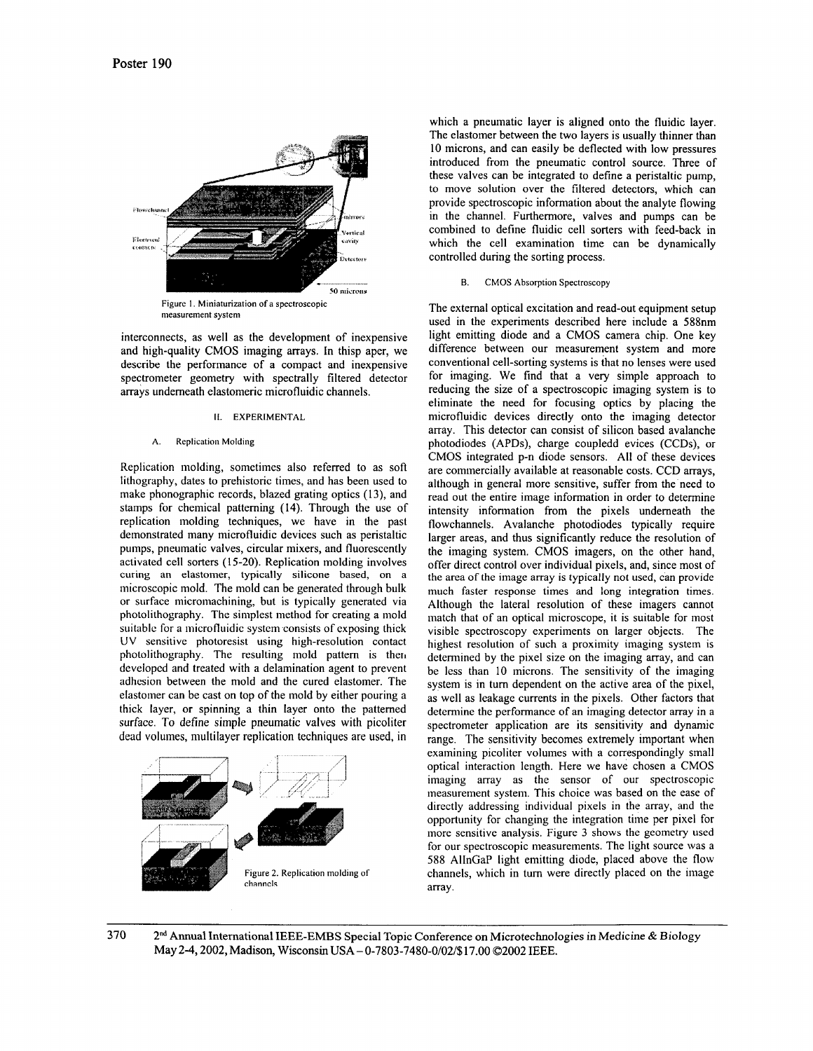Figure 1. Miniaturization of a spectroscopic measurement system

interconnects, as well as the development of inexpensive and high-quality CMOS imaging arrays. In thisp aper, we describe the performance of a compact and inexpensive spectrometer geometry with spectrally filtered detector arrays underneath elastomeric microfluidic channels.

## II. EXPERIMENTAL

### A. Replication Molding

Replication molding, sometimes also referred to as soft lithography, dates to prehistoric times, and has been used to make phonographic records, blazed grating optics (13), and stamps for chemical patterning (14). Through the use of replication molding techniques, we have in the past demonstrated many microfluidic devices such as peristaltic pumps, pneumatic valves, circular mixers, and fluorescently activated cell sorters (15-20). Replication molding involves curing an elastomer, typically silicone based, on a microscopic mold. The mold can be generated through bulk or surface micromachining, but is typically generated via photolithography. The simplest method for creating a mold suitable for a microfluidic system consists of exposing thick UV sensitive photoresist using high-resolution contact photolithography. The resulting mold pattern is then developed and treated with a delamination agent to prevent adhesion between the mold and the cured elastomer. The elastomer can be cast on top of the mold by either pouring a thick layer, or spinning a thin layer onto the patterned surface. To define simple pneumatic valves with picoliter dead volumes, multilayer replication techniques are used, in which a pneumatic layer is aligned onto the fluidic layer. The elastomer between the two layers is usually thinner than 10 microns, and can easily be deflected with low pressures introduced from the pneumatic control source. Three of these valves can be integrated to define a peristaltic pump, to move solution over the filtered detectors, which can provide spectroscopic information about the analyte flowing in the channel. Furthermore, valves and pumps can be combined to define fluidic cell sorters with feed-back in which the cell examination time can be dynamically controlled during the sorting process.

Figure 2. Replication molding of channels

### B. CMOS Absorption Spectroscopy

The external optical excitation and read-out equipment setup used in the experiments described here include a 588nm light emitting diode and a CMOS camera chip. One key difference between our measurement system and more conventional cell-sorting systems is that no lenses were used for imaging. We find that a very simple approach to reducing the size of a spectroscopic imaging system is to eliminate the need for focusing optics by placing the microfluidic devices directly onto the imaging detector array. This detector can consist of silicon based avalanche photodiodes (APDs), charge coupledd evices (CCDs), or CMOS integrated p-n diode sensors. All of these devices are commercially available at reasonable costs. CCD arrays, although in general more sensitive, suffer from the need to read out the entire image information in order to determine intensity information from the pixels underneath the flowchannels. Avalanche photodiodes typically require larger areas, and thus significantly reduce the resolution of the imaging system. CMOS imagers, on the other hand, offer direct control over individual pixels, and, since most of the area of the image array is typically not used, can provide much faster response times and long integration times. Although the lateral resolution of these imagers cannot match that of an optical microscope, it is suitable for most visible spectroscopy experiments on larger objects. The highest resolution of such a proximity imaging system is determined by the pixel size on the imaging array, and can be less than 10 microns. The sensitivity of the imaging system is in turn dependent on the active area of the pixel, as well as leakage currents in the pixels. Other factors that determine the performance of an imaging detector array in a spectrometer application are its sensitivity and dynamic range. The sensitivity becomes extremely important when examining picoliter volumes with a correspondingly small optical interaction length. Here we have chosen a CMOS imaging array as the sensor of our spectroscopic measurement system. This choice was based on the ease of directly addressing individual pixels in the array, and the opportunity for changing the integration time per pixel for more sensitive analysis. Figure 3 shows the geometry used for our spectroscopic measurements. The light source was a 588 AlInGaP light emitting diode, placed above the flow channels, which in turn were directly placed on the image array.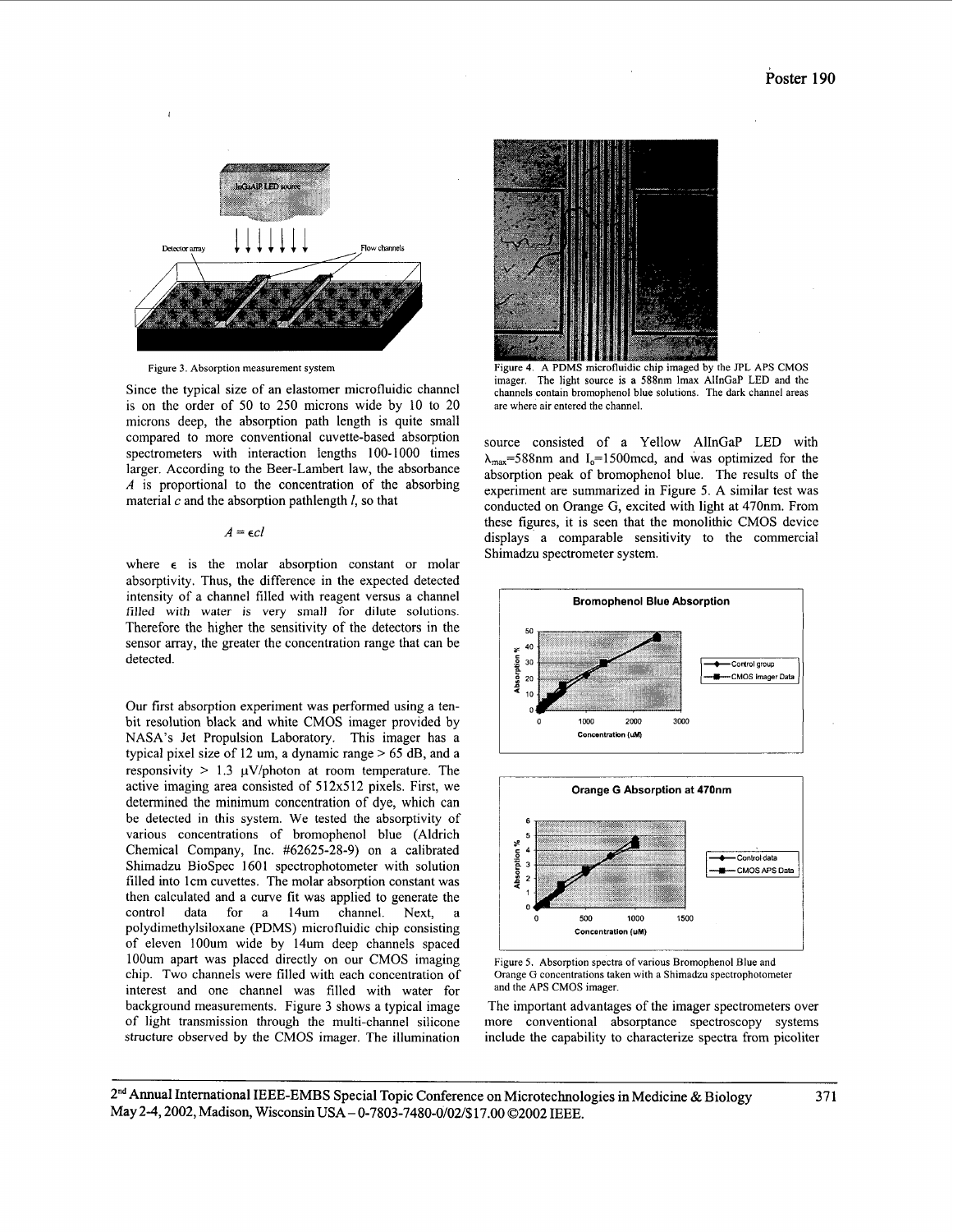Figure 3. Absorption measurement system

Since the typical size of an elastomer microfluidic channel is on the order of 50 to 250 microns wide by 10 to 20 microns deep, the absorption path length is quite small compared to more conventional cuvette-based absorption spectrometers with interaction lengths 100-1000 times larger. According to the Beer-Lambert law, the absorbance $A$ is proportional to the concentration of the absorbing material $c$ and the absorption pathlength $l$, so that

$$A = \epsilon c l$$

where $\epsilon$ is the molar absorption constant or molar absorptivity. Thus, the difference in the expected detected intensity of a channel filled with reagent versus a channel filled with water is very small for dilute solutions. Therefore the higher the sensitivity of the detectors in the sensor array, the greater the concentration range that can be detected.

Our first absorption experiment was performed using a ten-bit resolution black and white CMOS imager provided by NASA's Jet Propulsion Laboratory. This imager has a typical pixel size of 12 um, a dynamic range > 65 dB, and a responsivity > 1.3 μV/photon at room temperature. The active imaging area consisted of 512x512 pixels. First, we determined the minimum concentration of dye, which can be detected in this system. We tested the absorptivity of various concentrations of bromophenol blue (Aldrich Chemical Company, Inc. #62625-28-9) on a calibrated Shimadzu BioSpec 1601 spectrophotometer with solution filled into 1cm cuvettes. The molar absorption constant was then calculated and a curve fit was applied to generate the control data for a 14um channel. Next, a polydimethylsiloxane (PDMS) microfluidic chip consisting of eleven 100um wide by 14um deep channels spaced 100um apart was placed directly on our CMOS imaging chip. Two channels were filled with each concentration of interest and one channel was filled with water for background measurements. Figure 3 shows a typical image of light transmission through the multi-channel silicone structure observed by the CMOS imager. The illumination source consisted of a Yellow AlInGaP LED with $\lambda_{max}$=588nm and $I_o$=1500mcd, and was optimized for the absorption peak of bromophenol blue. The results of the experiment are summarized in Figure 5. A similar test was conducted on Orange G, excited with light at 470nm. From these figures, it is seen that the monolithic CMOS device displays a comparable sensitivity to the commercial Shimadzu spectrometer system.

Figure 4. A PDMS microfluidic chip imaged by the JPL APS CMOS imager. The light source is a 588nm lmax AlInGaP LED and the channels contain bromophenol blue solutions. The dark channel areas are where air entered the channel.

Figure 5. Absorption spectra of various Bromophenol Blue and Orange G concentrations taken with a Shimadzu spectrophotometer and the APS CMOS imager.

The important advantages of the imager spectrometers over more conventional absorptance spectroscopy systems include the capability to characterize spectra from picoliter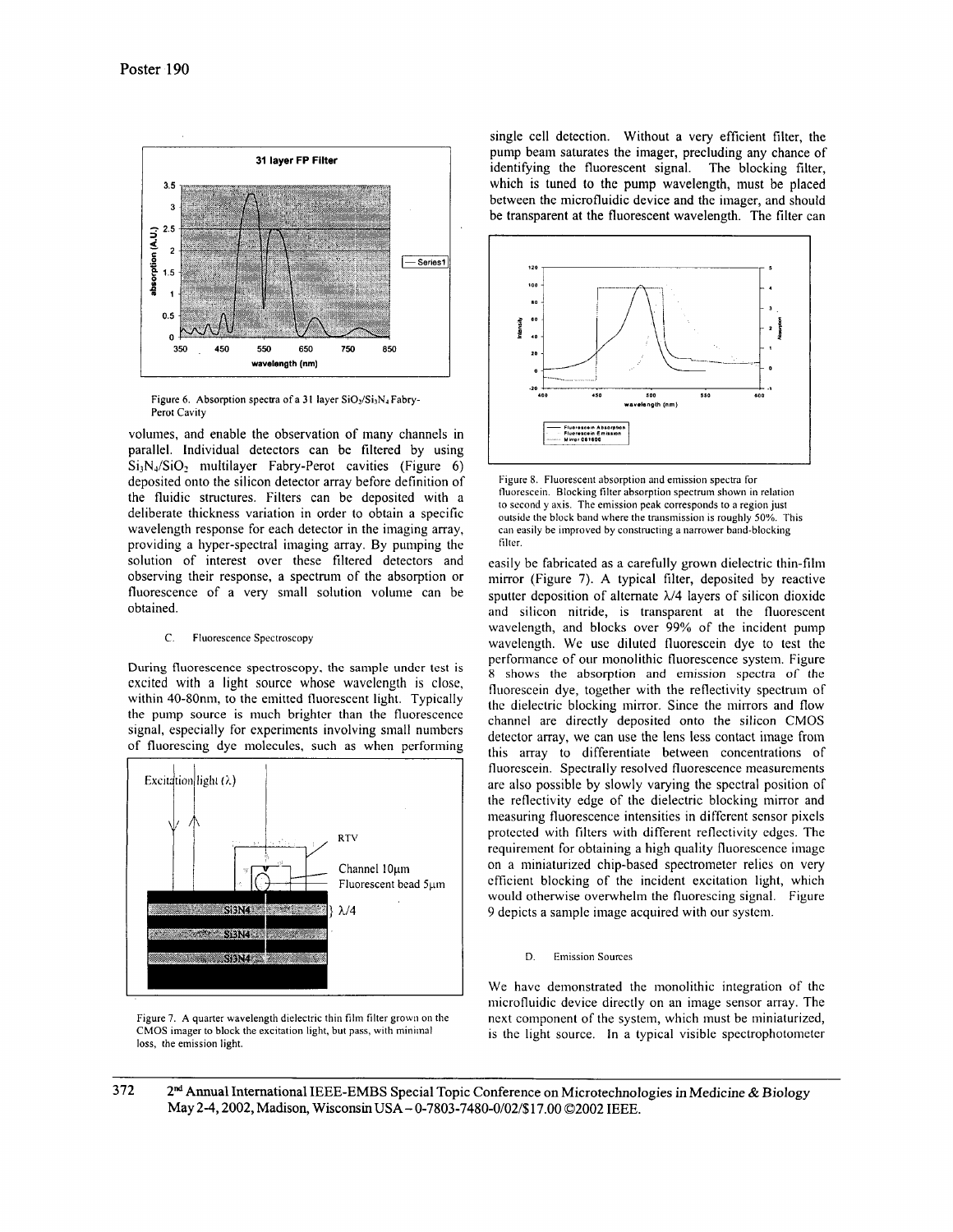Figure 6. Absorption spectra of a 31 layer $SiO_2/Si_3N_4$ Fabry-Perot Cavity

volumes, and enable the observation of many channels in parallel. Individual detectors can be filtered by using $Si_3N_4/SiO_2$ multilayer Fabry-Perot cavities (Figure 6) deposited onto the silicon detector array before definition of the fluidic structures. Filters can be deposited with a deliberate thickness variation in order to obtain a specific wavelength response for each detector in the imaging array, providing a hyper-spectral imaging array. By pumping the solution of interest over these filtered detectors and observing their response, a spectrum of the absorption or fluorescence of a very small solution volume can be obtained.

### C. Fluorescence Spectroscopy

During fluorescence spectroscopy, the sample under test is excited with a light source whose wavelength is close, within 40-80nm, to the emitted fluorescent light. Typically the pump source is much brighter than the fluorescence signal, especially for experiments involving small numbers of fluorescing dye molecules, such as when performing single cell detection. Without a very efficient filter, the pump beam saturates the imager, precluding any chance of identifying the fluorescent signal. The blocking filter, which is tuned to the pump wavelength, must be placed between the microfluidic device and the imager, and should be transparent at the fluorescent wavelength. The filter can easily be fabricated as a carefully grown dielectric thin-film mirror (Figure 7). A typical filter, deposited by reactive sputter deposition of alternate $\lambda/4$ layers of silicon dioxide and silicon nitride, is transparent at the fluorescent wavelength, and blocks over 99% of the incident pump wavelength. We use diluted fluorescein dye to test the performance of our monolithic fluorescence system. Figure 8 shows the absorption and emission spectra of the fluorescein dye, together with the reflectivity spectrum of the dielectric blocking mirror. Since the mirrors and flow channel are directly deposited onto the silicon CMOS detector array, we can use the lens less contact image from this array to differentiate between concentrations of fluorescein. Spectrally resolved fluorescence measurements are also possible by slowly varying the spectral position of the reflectivity edge of the dielectric blocking mirror and measuring fluorescence intensities in different sensor pixels protected with filters with different reflectivity edges. The requirement for obtaining a high quality fluorescence image on a miniaturized chip-based spectrometer relies on very efficient blocking of the incident excitation light, which would otherwise overwhelm the fluorescing signal. Figure 9 depicts a sample image acquired with our system.

Figure 7. A quarter wavelength dielectric thin film filter grown on the CMOS imager to block the excitation light, but pass, with minimal loss, the emission light.

Figure 8. Fluorescent absorption and emission spectra for fluorescein. Blocking filter absorption spectrum shown in relation to second y axis. The emission peak corresponds to a region just outside the block band where the transmission is roughly 50%. This can easily be improved by constructing a narrower band-blocking filter.

### D. Emission Sources

We have demonstrated the monolithic integration of the microfluidic device directly on an image sensor array. The next component of the system, which must be miniaturized, is the light source. In a typical visible spectrophotometer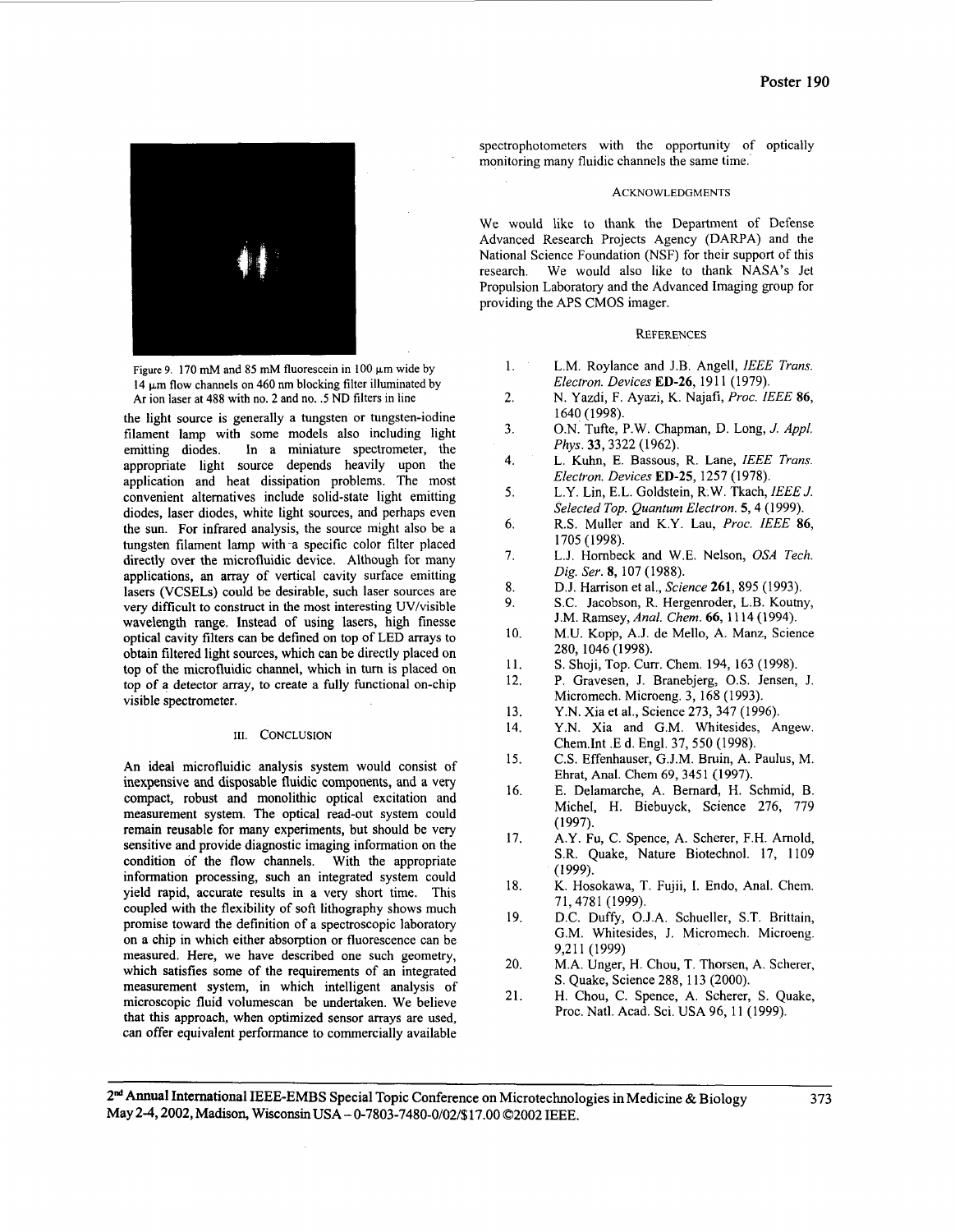Figure 9. 170 mM and 85 mM fluorescein in 100 μm wide by 14 μm flow channels on 460 nm blocking filter illuminated by Ar ion laser at 488 with no. 2 and no. .5 ND filters in line

the light source is generally a tungsten or tungsten-iodine filament lamp with some models also including light emitting diodes. In a miniature spectrometer, the appropriate light source depends heavily upon the application and heat dissipation problems. The most convenient alternatives include solid-state light emitting diodes, laser diodes, white light sources, and perhaps even the sun. For infrared analysis, the source might also be a tungsten filament lamp with a specific color filter placed directly over the microfluidic device. Although for many applications, an array of vertical cavity surface emitting lasers (VCSELs) could be desirable, such laser sources are very difficult to construct in the most interesting UV/visible wavelength range. Instead of using lasers, high finesse optical cavity filters can be defined on top of LED arrays to obtain filtered light sources, which can be directly placed on top of the microfluidic channel, which in turn is placed on top of a detector array, to create a fully functional on-chip visible spectrometer.

## III. Conclusion

An ideal microfluidic analysis system would consist of inexpensive and disposable fluidic components, and a very compact, robust and monolithic optical excitation and measurement system. The optical read-out system could remain reusable for many experiments, but should be very sensitive and provide diagnostic imaging information on the condition of the flow channels. With the appropriate information processing, such an integrated system could yield rapid, accurate results in a very short time. This coupled with the flexibility of soft lithography shows much promise toward the definition of a spectroscopic laboratory on a chip in which either absorption or fluorescence can be measured. Here, we have described one such geometry, which satisfies some of the requirements of an integrated measurement system, in which intelligent analysis of microscopic fluid volumescan be undertaken. We believe that this approach, when optimized sensor arrays are used, can offer equivalent performance to commercially available spectrophotometers with the opportunity of optically monitoring many fluidic channels the same time.

## Acknowledgments

We would like to thank the Department of Defense Advanced Research Projects Agency (DARPA) and the National Science Foundation (NSF) for their support of this research. We would also like to thank NASA's Jet Propulsion Laboratory and the Advanced Imaging group for providing the APS CMOS imager.

## References

1. L.M. Roylance and J.B. Angell, *IEEE Trans. Electron. Devices* **ED-26**, 1911 (1979).
2. N. Yazdi, F. Ayazi, K. Najafi, *Proc. IEEE* **86**, 1640 (1998).
3. O.N. Tufte, P.W. Chapman, D. Long, *J. Appl. Phys.* **33**, 3322 (1962).
4. L. Kuhn, E. Bassous, R. Lane, *IEEE Trans. Electron. Devices* **ED-25**, 1257 (1978).
5. L.Y. Lin, E.L. Goldstein, R.W. Tkach, *IEEE J. Selected Top. Quantum Electron.* **5**, 4 (1999).
6. R.S. Muller and K.Y. Lau, *Proc. IEEE* **86**, 1705 (1998).
7. L.J. Hornbeck and W.E. Nelson, *OSA Tech. Dig. Ser.* **8**, 107 (1988).
8. D.J. Harrison et al., *Science* **261**, 895 (1993).
9. S.C. Jacobson, R. Hergenroder, L.B. Koutny, J.M. Ramsey, *Anal. Chem.* **66**, 1114 (1994).
10. M.U. Kopp, A.J. de Mello, A. Manz, Science 280, 1046 (1998).
11. S. Shoji, Top. Curr. Chem. 194, 163 (1998).
12. P. Gravesen, J. Branebjerg, O.S. Jensen, J. Micromech. Microeng. 3, 168 (1993).
13. Y.N. Xia et al., Science 273, 347 (1996).
14. Y.N. Xia and G.M. Whitesides, Angew. Chem.Int .E d. Engl. 37, 550 (1998).
15. C.S. Effenhauser, G.J.M. Bruin, A. Paulus, M. Ehrat, Anal. Chem 69, 3451 (1997).
16. E. Delamarche, A. Bernard, H. Schmid, B. Michel, H. Biebuyck, Science 276, 779 (1997).
17. A.Y. Fu, C. Spence, A. Scherer, F.H. Arnold, S.R. Quake, Nature Biotechnol. 17, 1109 (1999).
18. K. Hosokawa, T. Fujii, I. Endo, Anal. Chem. 71, 4781 (1999).
19. D.C. Duffy, O.J.A. Schueller, S.T. Brittain, G.M. Whitesides, J. Micromech. Microeng. 9,211 (1999)
20. M.A. Unger, H. Chou, T. Thorsen, A. Scherer, S. Quake, Science 288, 113 (2000).
21. H. Chou, C. Spence, A. Scherer, S. Quake, Proc. Natl. Acad. Sci. USA 96, 11 (1999).